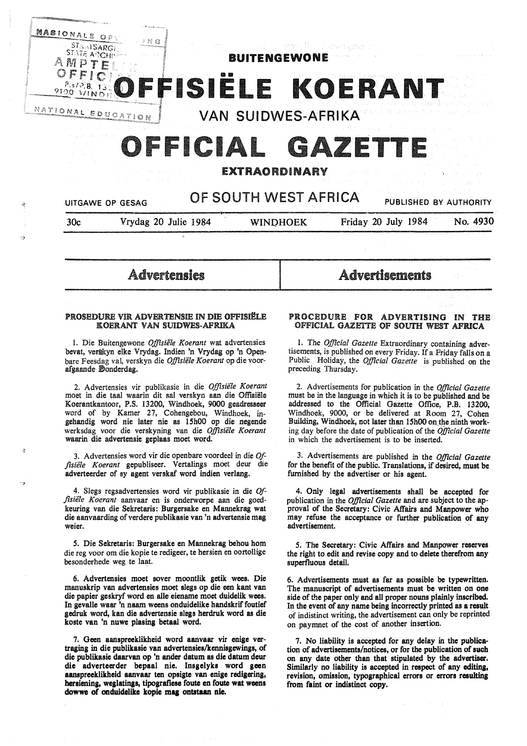# BUITENGEWONE

# OFFISIËLE KOERANT

## VAN SUIDWES-AFRIKA

# OFFICIAL GAZETTE

## EXTRAORDINARY

## OF SOUTH WEST AFRICA

UITGAWE OP GESAG — PUBLISHED BY AUTHORITY

30c — Vrydag 20 Julie 1984 — WINDHOEK — Friday 20 July 1984 — No. 4930

# Advertensies

### PROSEDURE VIR ADVERTENSIE IN DIE OFFISIËLE KOERANT VAN SUIDWES-AFRIKA

1. Die Buitengewone *Offisiële Koerant* wat advertensies bevat, verskyn elke Vrydag. Indien 'n Vrydag op 'n Openbare Feesdag val, verskyn die *Offisiële Koerant* op die voorafgaande Donderdag.

2. Advertensies vir publikasie in die *Offisiële Koerant* moet in die taal waarin dit sal verskyn aan die Offisiële Koerantkantoor, P.S. 13200, Windhoek, 9000 geadresseer word of by Kamer 27, Cohengebou, Windhoek, ingehandig word nie later nie as 15h00 op die negende werksdag voor die verskyning van die *Offisiële Koerant* waarin die advertensie geplaas moet word.

3. Advertensies word vir die openbare voordeel in die *Offisiële Koerant* gepubliseer. Vertalings moet deur die adverteerder of sy agent verskaf word indien verlang.

4. Slegs regsadvertensies word vir publikasie in die *Offisiële Koerant* aanvaar en is onderworpe aan die goedkeuring van die Sekretaris: Burgersake en Mannekrag wat die aanvaarding of verdere publikasie van 'n advertensie mag weier.

5. Die Sekretaris: Burgersake en Mannekrag behou hom die reg voor om die kopie te redigeer, te hersien en oortollige besonderhede weg te laat.

6. Advertensies moet sover moontlik getik wees. Die manuskrip van advertensies moet slegs op die een kant van die papier geskryf word en alle eiename moet duidelik wees. In gevalle waar 'n naam weens onduidelike handskrif foutief gedruk word, kan die advertensie slegs herdruk word as die koste van 'n nuwe plasing betaal word.

7. **Geen aanspreeklikheid word aanvaar vir enige vertraging in die publikasie van advertensies/kennisgewings, of die publikasie daarvan op 'n ander datum as die datum deur die adverteerder bepaal nie. Insgelyks word geen aanspreeklikheid aanvaar ten opsigte van enige redigering, hersiening, weglatings, tipografiese foute en foute wat weens dowwe of onduidelike kopie mag ontstaan nie.**

# Advertisements

### PROCEDURE FOR ADVERTISING IN THE OFFICIAL GAZETTE OF SOUTH WEST AFRICA

1. The *Official Gazette* Extraordinary containing advertisements, is published on every Friday. If a Friday falls on a Public Holiday, the *Official Gazette* is published on the preceding Thursday.

2. Advertisements for publication in the *Official Gazette* must be in the language in which it is to be published and be addressed to the Official Gazette Office, P.B. 13200, Windhoek, 9000, or be delivered at Room 27, Cohen Building, Windhoek, not later than 15h00 on the ninth working day before the date of publication of the *Official Gazette* in which the advertisement is to be inserted.

3. Advertisements are published in the *Official Gazette* for the benefit of the public. Translations, if desired, must be furnished by the advertiser or his agent.

4. Only legal advertisements shall be accepted for publication in the *Official Gazette* and are subject to the approval of the Secretary: Civic Affairs and Manpower who may refuse the acceptance or further publication of any advertisement.

5. The Secretary: Civic Affairs and Manpower reserves the right to edit and revise copy and to delete therefrom any superfluous detail.

6. Advertisements must as far as possible be typewritten. The manuscript of advertisements must be written on one side of the paper only and all proper nouns plainly inscribed. In the event of any name being incorrectly printed as a result of indistinct writing, the advertisement can only be reprinted on paymnet of the cost of another insertion.

7. **No liability is accepted for any delay in the publication of advertisements/notices, or for the publication of such on any date other than that stipulated by the advertiser. Similarly no liability is accepted in respect of any editing, revision, omission, typographical errors or errors resulting from faint or indistinct copy.**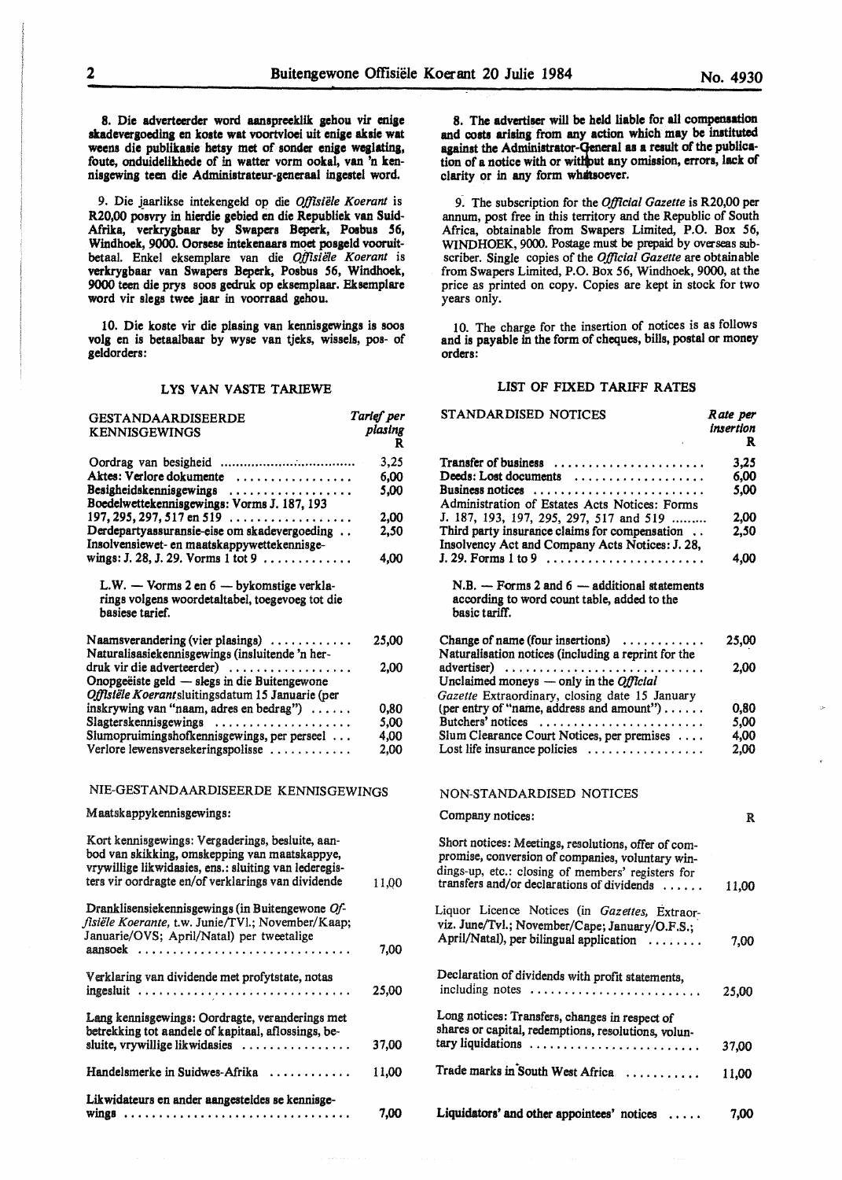8. Die adverteerder word aanspreeklik gehou vir enige skadevergoeding en koste wat voortvloei uit enige aksie wat weens die publikasie hetsy met of sonder enige weglating, foute, onduidelikhede of in watter vorm ookal, van 'n kennisgewing teen die Administrateur-generaal ingestel word.

9. Die jaarlikse intekengeld op die *Offisiële Koerant* is R20,00 posvry in hierdie gebied en die Republiek van Suid-Afrika, verkrygbaar by Swapers Beperk, Posbus 56, Windhoek, 9000. Oorsese intekenaars moet posgeld vooruitbetaal. Enkel eksemplare van die *Offisiële Koerant* is verkrygbaar van Swapers Beperk, Posbus 56, Windhoek, 9000 teen die prys soos gedruk op eksemplaar. Eksemplare word vir slegs twee jaar in voorraad gehou.

10. Die koste vir die plasing van kennisgewings is soos volg en is betaalbaar by wyse van tjeks, wissels, pos- of geldorders:

## LYS VAN VASTE TARIEWE

| GESTANDAARDISEERDE KENNISGEWINGS | Tarief per plasing R |
|---|---|
| Oordrag van besigheid | 3,25 |
| Aktes: Verlore dokumente | 6,00 |
| Besigheidskennisgewings | 5,00 |
| Boedelwettekennisgewings: Vorms J. 187, 193 197, 295, 297, 517 en 519 | 2,00 |
| Derdepartyassuransie-eise om skadevergoeding | 2,50 |
| Insolvensiewet- en maatskappywettekennisgewings: J. 28, J. 29. Vorms 1 tot 9 | 4,00 |

L.W. — Vorms 2 en 6 — bykomstige verklarings volgens woordetaltabel, toegevoeg tot die basiese tarief.

| | |
|---|---|
| Naamsverandering (vier plasings) | 25,00 |
| Naturalisasiekennisgewings (insluitende 'n herdruk vir die adverteerder) | 2,00 |
| Onopgeëiste geld — slegs in die Buitengewone *Offisiële Koerant* sluitingsdatum 15 Januarie (per inskrywing van "naam, adres en bedrag") | 0,80 |
| Slagterskennisgewings | 5,00 |
| Slumopruimingshofkennisgewings, per perseel | 4,00 |
| Verlore lewensversekeringspolisse | 2,00 |

## NIE-GESTANDAARDISEERDE KENNISGEWINGS

Maatskappykennisgewings:

| | |
|---|---|
| Kort kennisgewings: Vergaderings, besluite, aanbod van skikking, omskepping van maatskappye, vrywillige likwidasies, ens.: sluiting van lederegisters vir oordragte en/of verklarings van dividende | 11,00 |
| Dranklisensiekennisgewings (in Buitengewone *Offisiële Koerante*, t.w. Junie/TVl.; November/Kaap; Januarie/OVS; April/Natal) per tweetalige aansoek | 7,00 |
| Verklaring van dividende met profytstate, notas ingesluit | 25,00 |
| Lang kennisgewings: Oordragte, veranderings met betrekking tot aandele of kapitaal, aflossings, besluite, vrywillige likwidasies | 37,00 |
| Handelsmerke in Suidwes-Afrika | 11,00 |
| Likwidateurs en ander aangesteldes se kennisgewings | 7,00 |

8. The advertiser will be held liable for all compensation and costs arising from any action which may be instituted against the Administrator-General as a result of the publication of a notice with or without any omission, errors, lack of clarity or in any form whatsoever.

9. The subscription for the *Official Gazette* is R20,00 per annum, post free in this territory and the Republic of South Africa, obtainable from Swapers Limited, P.O. Box 56, WINDHOEK, 9000. Postage must be prepaid by overseas subscriber. Single copies of the *Official Gazette* are obtainable from Swapers Limited, P.O. Box 56, Windhoek, 9000, at the price as printed on copy. Copies are kept in stock for two years only.

10. The charge for the insertion of notices is as follows and is payable in the form of cheques, bills, postal or money orders:

## LIST OF FIXED TARIFF RATES

| STANDARDISED NOTICES | Rate per insertion R |
|---|---|
| Transfer of business | 3,25 |
| Deeds: Lost documents | 6,00 |
| Business notices | 5,00 |
| Administration of Estates Acts Notices: Forms J. 187, 193, 197, 295, 297, 517 and 519 | 2,00 |
| Third party insurance claims for compensation | 2,50 |
| Insolvency Act and Company Acts Notices: J. 28, J. 29. Forms 1 to 9 | 4,00 |

N.B. — Forms 2 and 6 — additional statements according to word count table, added to the basic tariff.

| | |
|---|---|
| Change of name (four insertions) | 25,00 |
| Naturalisation notices (including a reprint for the advertiser) | 2,00 |
| Unclaimed moneys — only in the *Official Gazette* Extraordinary, closing date 15 January (per entry of "name, address and amount") | 0,80 |
| Butchers' notices | 5,00 |
| Slum Clearance Court Notices, per premises | 4,00 |
| Lost life insurance policies | 2,00 |

## NON-STANDARDISED NOTICES

| Company notices: | R |
|---|---|
| Short notices: Meetings, resolutions, offer of compromise, conversion of companies, voluntary windings-up, etc.: closing of members' registers for transfers and/or declarations of dividends | 11,00 |
| Liquor Licence Notices (in *Gazettes*, Extraor- viz. June/Tvl.; November/Cape; January/O.F.S.; April/Natal), per bilingual application | 7,00 |
| Declaration of dividends with profit statements, including notes | 25,00 |
| Long notices: Transfers, changes in respect of shares or capital, redemptions, resolutions, voluntary liquidations | 37,00 |
| Trade marks in South West Africa | 11,00 |
| Liquidators' and other appointees' notices | 7,00 |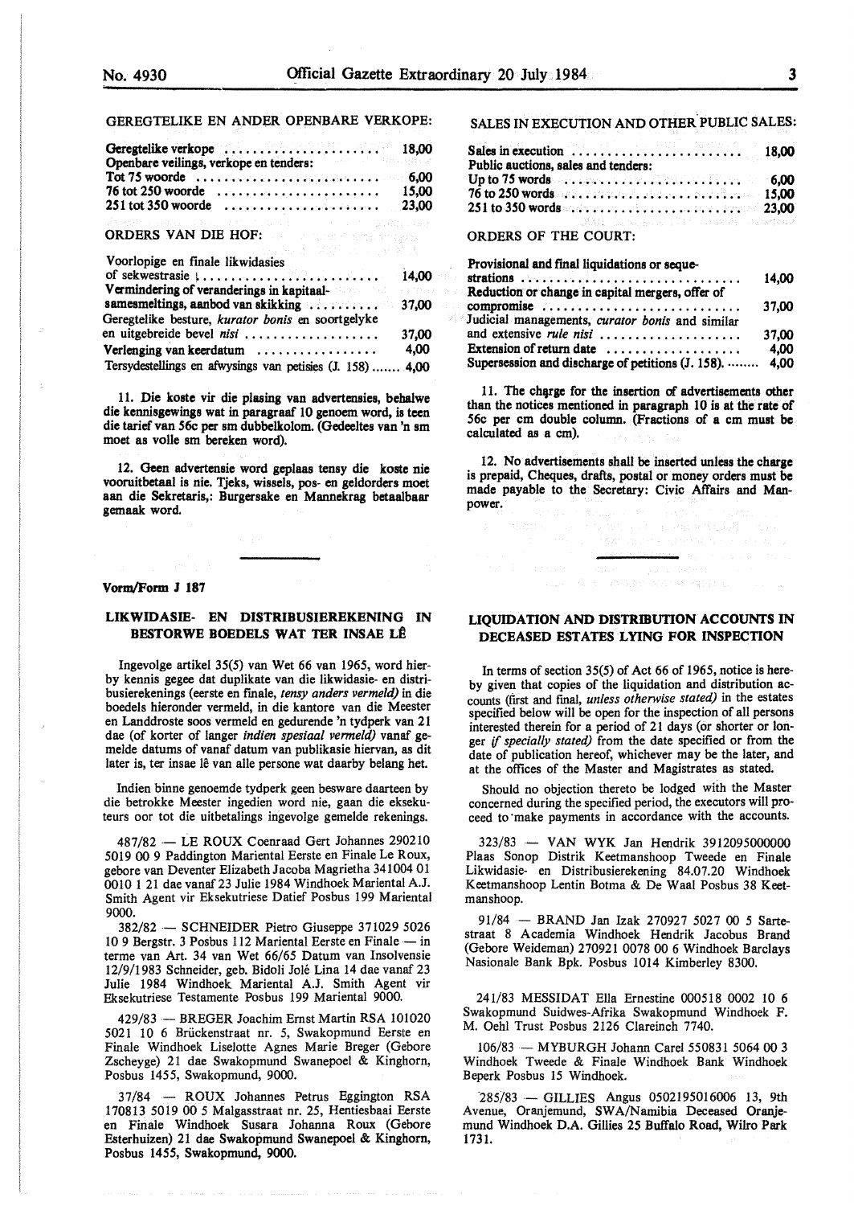GEREGTELIKE EN ANDER OPENBARE VERKOPE:

| | |
|---|---|
| Geregtelike verkope | 18,00 |
| Openbare veilings, verkope en tenders: | |
| Tot 75 woorde | 6,00 |
| 76 tot 250 woorde | 15,00 |
| 251 tot 350 woorde | 23,00 |

ORDERS VAN DIE HOF:

| | |
|---|---|
| Voorlopige en finale likwidasies of sekwestrasie | 14,00 |
| Vermindering of veranderings in kapitaalsamesmeltings, aanbod van skikking | 37,00 |
| Geregtelike besture, *kurator bonis* en soortgelyke en uitgebreide bevel *nisi* | 37,00 |
| Verlenging van keerdatum | 4,00 |
| Tersydestellings en afwysings van petisies (J. 158) | 4,00 |

11. Die koste vir die plasing van advertensies, behalwe die kennisgewings wat in paragraaf 10 genoem word, is teen die tarief van 56c per sm dubbelkolom. (Gedeeltes van 'n sm moet as volle sm bereken word).

12. Geen advertensie word geplaas tensy die koste nie vooruitbetaal is nie. Tjeks, wissels, pos- en geldorders moet aan die Sekretaris,: Burgersake en Mannekrag betaalbaar gemaak word.

SALES IN EXECUTION AND OTHER PUBLIC SALES:

| | |
|---|---|
| Sales in execution | 18,00 |
| Public auctions, sales and tenders: | |
| Up to 75 words | 6,00 |
| 76 to 250 words | 15,00 |
| 251 to 350 words | 23,00 |

ORDERS OF THE COURT:

| | |
|---|---|
| Provisional and final liquidations or sequestrations | 14,00 |
| Reduction or change in capital mergers, offer of compromise | 37,00 |
| Judicial managements, *curator bonis* and similar and extensive *rule nisi* | 37,00 |
| Extension of return date | 4,00 |
| Supersession and discharge of petitions (J. 158) | 4,00 |

11. The charge for the insertion of advertisements other than the notices mentioned in paragraph 10 is at the rate of 56c per cm double column. (Fractions of a cm must be calculated as a cm).

12. No advertisements shall be inserted unless the charge is prepaid, Cheques, drafts, postal or money orders must be made payable to the Secretary: Civic Affairs and Manpower.

**Vorm/Form J 187**

## LIKWIDASIE- EN DISTRIBUSIEREKENING IN BESTORWE BOEDELS WAT TER INSAE LÊ

Ingevolge artikel 35(5) van Wet 66 van 1965, word hierby kennis gegee dat duplikate van die likwidasie- en distribusierekenings (eerste en finale, *tensy anders vermeld)* in die boedels hieronder vermeld, in die kantore van die Meester en Landdroste soos vermeld en gedurende 'n tydperk van 21 dae (of korter of langer *indien spesiaal vermeld)* vanaf gemelde datums of vanaf datum van publikasie hiervan, as dit later is, ter insae lê van alle persone wat daarby belang het.

Indien binne genoemde tydperk geen besware daarteen by die betrokke Meester ingedien word nie, gaan die eksekuteurs oor tot die uitbetalings ingevolge gemelde rekenings.

487/82 — LE ROUX Coenraad Gert Johannes 290210 5019 00 9 Paddington Mariental Eerste en Finale Le Roux, gebore van Deventer Elizabeth Jacoba Magrietha 341004 01 0010 1 21 dae vanaf 23 Julie 1984 Windhoek Mariental A.J. Smith Agent vir Eksekutriese Datief Posbus 199 Mariental 9000.

382/82 — SCHNEIDER Pietro Giuseppe 371029 5026 10 9 Bergstr. 3 Posbus 112 Mariental Eerste en Finale — in terme van Art. 34 van Wet 66/65 Datum van Insolvensie 12/9/1983 Schneider, geb. Bidoli Jolé Lina 14 dae vanaf 23 Julie 1984 Windhoek Mariental A.J. Smith Agent vir Eksekutriese Testamente Posbus 199 Mariental 9000.

429/83 — BREGER Joachim Ernst Martin RSA 101020 5021 10 6 Brückenstraat nr. 5, Swakopmund Eerste en Finale Windhoek Liselotte Agnes Marie Breger (Gebore Zscheyge) 21 dae Swakopmund Swanepoel & Kinghorn, Posbus 1455, Swakopmund, 9000.

37/84 — ROUX Johannes Petrus Eggington RSA 170813 5019 00 5 Malgasstraat nr. 25, Hentiesbaai Eerste en Finale Windhoek Susara Johanna Roux (Gebore Esterhuizen) 21 dae Swakopmund Swanepoel & Kinghorn, Posbus 1455, Swakopmund, 9000.

## LIQUIDATION AND DISTRIBUTION ACCOUNTS IN DECEASED ESTATES LYING FOR INSPECTION

In terms of section 35(5) of Act 66 of 1965, notice is hereby given that copies of the liquidation and distribution accounts (first and final, *unless otherwise stated)* in the estates specified below will be open for the inspection of all persons interested therein for a period of 21 days (or shorter or longer *if specially stated)* from the date specified or from the date of publication hereof, whichever may be the later, and at the offices of the Master and Magistrates as stated.

Should no objection thereto be lodged with the Master concerned during the specified period, the executors will proceed to make payments in accordance with the accounts.

323/83 — VAN WYK Jan Hendrik 3912095000000 Plaas Sonop Distrik Keetmanshoop Tweede en Finale Likwidasie- en Distribusierekening 84.07.20 Windhoek Keetmanshoop Lentin Botma & De Waal Posbus 38 Keetmanshoop.

91/84 — BRAND Jan Izak 270927 5027 00 5 Sartestraat 8 Academia Windhoek Hendrik Jacobus Brand (Gebore Weideman) 270921 0078 00 6 Windhoek Barclays Nasionale Bank Bpk. Posbus 1014 Kimberley 8300.

241/83 MESSIDAT Ella Ernestine 000518 0002 10 6 Swakopmund Suidwes-Afrika Swakopmund Windhoek F. M. Oehl Trust Posbus 2126 Clareinch 7740.

106/83 — MYBURGH Johann Carel 550831 5064 00 3 Windhoek Tweede & Finale Windhoek Bank Windhoek Beperk Posbus 15 Windhoek.

285/83 — GILLIES Angus 0502195016006 13, 9th Avenue, Oranjemund, SWA/Namibia Deceased Oranjemund Windhoek D.A. Gillies 25 Buffalo Road, Wilro Park 1731.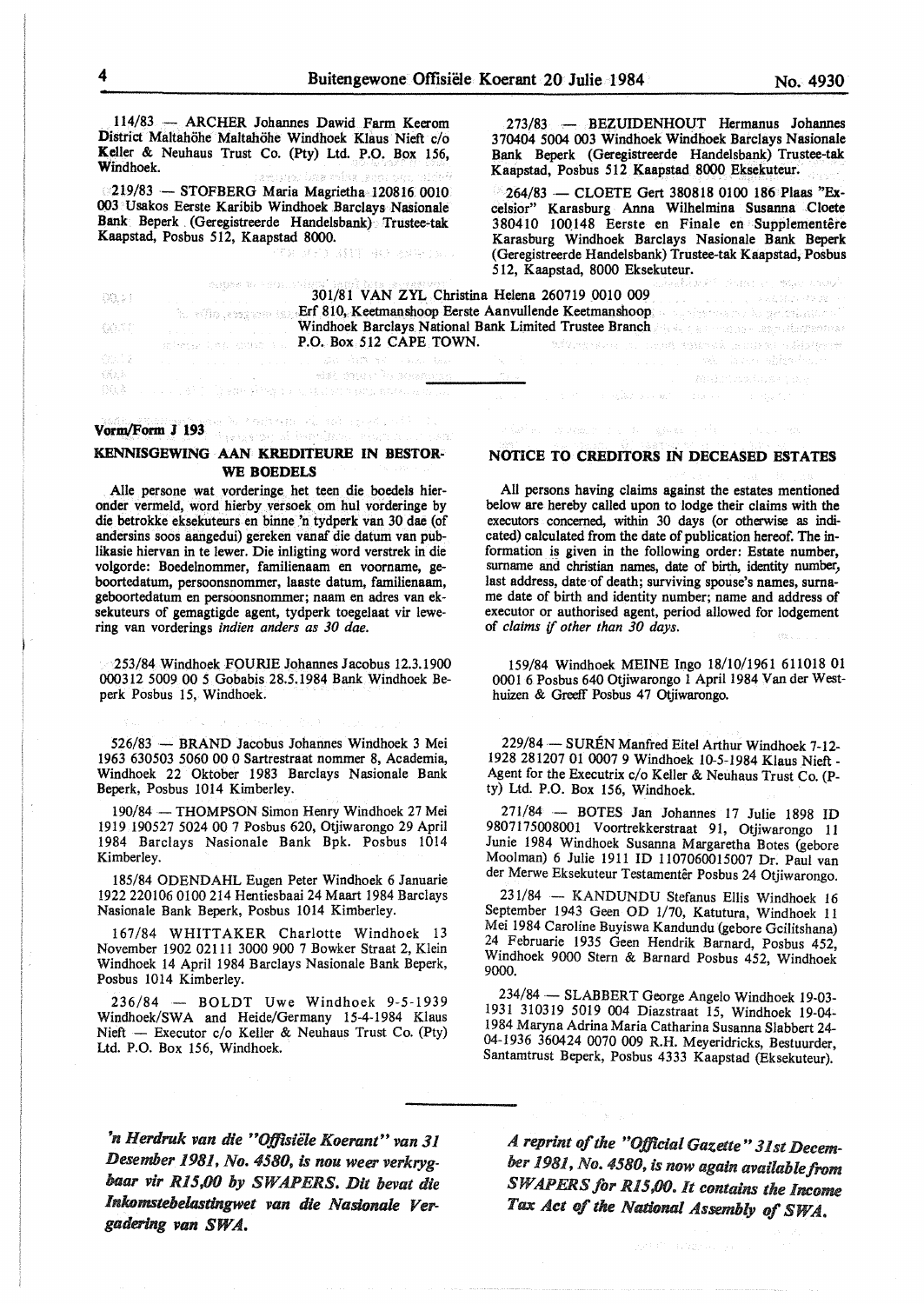114/83 — ARCHER Johannes Dawid Farm Keerom District Maltahöhe Maltahöhe Windhoek Klaus Nieft c/o Keller & Neuhaus Trust Co. (Pty) Ltd. P.O. Box 156, Windhoek.

219/83 — STOFBERG Maria Magrietha 120816 0010 003 Usakos Eerste Karibib Windhoek Barclays Nasionale Bank Beperk (Geregistreerde Handelsbank) Trustee-tak Kaapstad, Posbus 512, Kaapstad 8000.

273/83 — BEZUIDENHOUT Hermanus Johannes 370404 5004 003 Windhoek Windhoek Barclays Nasionale Bank Beperk (Geregistreerde Handelsbank) Trustee-tak Kaapstad, Posbus 512 Kaapstad 8000 Eksekuteur.

264/83 — CLOETE Gert 380818 0100 186 Plaas "Excelsior" Karasburg Anna Wilhelmina Susanna Cloete 380410 100148 Eerste en Finale en Supplementêre Karasburg Windhoek Barclays Nasionale Bank Beperk (Geregistreerde Handelsbank) Trustee-tak Kaapstad, Posbus 512, Kaapstad, 8000 Eksekuteur.

301/81 VAN ZYL Christina Helena 260719 0010 009 Erf 810, Keetmanshoop Eerste Aanvullende Keetmanshoop Windhoek Barclays National Bank Limited Trustee Branch P.O. Box 512 CAPE TOWN.

---

**Vorm/Form J 193**

## KENNISGEWING AAN KREDITEURE IN BESTORWE BOEDELS

Alle persone wat vorderinge het teen die boedels hieronder vermeld, word hierby versoek om hul vorderinge by die betrokke eksekuteurs en binne 'n tydperk van 30 dae (of andersins soos aangedui) gereken vanaf die datum van publikasie hiervan in te lewer. Die inligting word verstrek in die volgorde: Boedelnommer, familienaam en voorname, geboortedatum, persoonsnommer, laaste datum, familienaam, geboortedatum en persoonsnommer; naam en adres van eksekuteurs of gemagtigde agent, tydperk toegelaat vir lewering van vorderings *indien anders as 30 dae.*

253/84 Windhoek FOURIE Johannes Jacobus 12.3.1900 000312 5009 00 5 Gobabis 28.5.1984 Bank Windhoek Beperk Posbus 15, Windhoek.

526/83 — BRAND Jacobus Johannes Windhoek 3 Mei 1963 630503 5060 00 0 Sartrestraat nommer 8, Academia, Windhoek 22 Oktober 1983 Barclays Nasionale Bank Beperk, Posbus 1014 Kimberley.

190/84 — THOMPSON Simon Henry Windhoek 27 Mei 1919 190527 5024 00 7 Posbus 620, Otjiwarongo 29 April 1984 Barclays Nasionale Bank Bpk. Posbus 1014 Kimberley.

185/84 ODENDAHL Eugen Peter Windhoek 6 Januarie 1922 220106 0100 214 Hentiesbaai 24 Maart 1984 Barclays Nasionale Bank Beperk, Posbus 1014 Kimberley.

167/84 WHITTAKER Charlotte Windhoek 13 November 1902 02111 3000 900 7 Bowker Straat 2, Klein Windhoek 14 April 1984 Barclays Nasionale Bank Beperk, Posbus 1014 Kimberley.

236/84 — BOLDT Uwe Windhoek 9-5-1939 Windhoek/SWA and Heide/Germany 15-4-1984 Klaus Nieft — Executor c/o Keller & Neuhaus Trust Co. (Pty) Ltd. P.O. Box 156, Windhoek.

## NOTICE TO CREDITORS IN DECEASED ESTATES

All persons having claims against the estates mentioned below are hereby called upon to lodge their claims with the executors concerned, within 30 days (or otherwise as indicated) calculated from the date of publication hereof. The information is given in the following order: Estate number, surname and christian names, date of birth, identity number, last address, date of death; surviving spouse's names, surname date of birth and identity number; name and address of executor or authorised agent, period allowed for lodgement of *claims if other than 30 days.*

159/84 Windhoek MEINE Ingo 18/10/1961 611018 01 0001 6 Posbus 640 Otjiwarongo 1 April 1984 Van der Westhuizen & Greeff Posbus 47 Otjiwarongo.

229/84 — SURÉN Manfred Eitel Arthur Windhoek 7-12-1928 281207 01 0007 9 Windhoek 10-5-1984 Klaus Nieft - Agent for the Executrix c/o Keller & Neuhaus Trust Co. (Pty) Ltd. P.O. Box 156, Windhoek.

271/84 — BOTES Jan Johannes 17 Julie 1898 ID 9807175008001 Voortrekkerstraat 91, Otjiwarongo 11 Junie 1984 Windhoek Susanna Margaretha Botes (gebore Moolman) 6 Julie 1911 ID 1107060015007 Dr. Paul van der Merwe Eksekuteur Testamentêr Posbus 24 Otjiwarongo.

231/84 — KANDUNDU Stefanus Ellis Windhoek 16 September 1943 Geen OD 1/70, Katutura, Windhoek 11 Mei 1984 Caroline Buyiswa Kandundu (gebore Gcilitshana) 24 Februarie 1935 Geen Hendrik Barnard, Posbus 452, Windhoek 9000 Stern & Barnard Posbus 452, Windhoek 9000.

234/84 — SLABBERT George Angelo Windhoek 19-03-1931 310319 5019 004 Diazstraat 15, Windhoek 19-04-1984 Maryna Adrina Maria Catharina Susanna Slabbert 24-04-1936 360424 0070 009 R.H. Meyeridricks, Bestuurder, Santamtrust Beperk, Posbus 4333 Kaapstad (Eksekuteur).

---

***'n Herdruk van die "Offisiële Koerant" van 31 Desember 1981, No. 4580, is nou weer verkrygbaar vir R15,00 by SWAPERS. Dit bevat die Inkomstebelastingwet van die Nasionale Vergadering van SWA.***

***A reprint of the "Official Gazette" 31st December 1981, No. 4580, is now again available from SWAPERS for R15,00. It contains the Income Tax Act of the National Assembly of SWA.***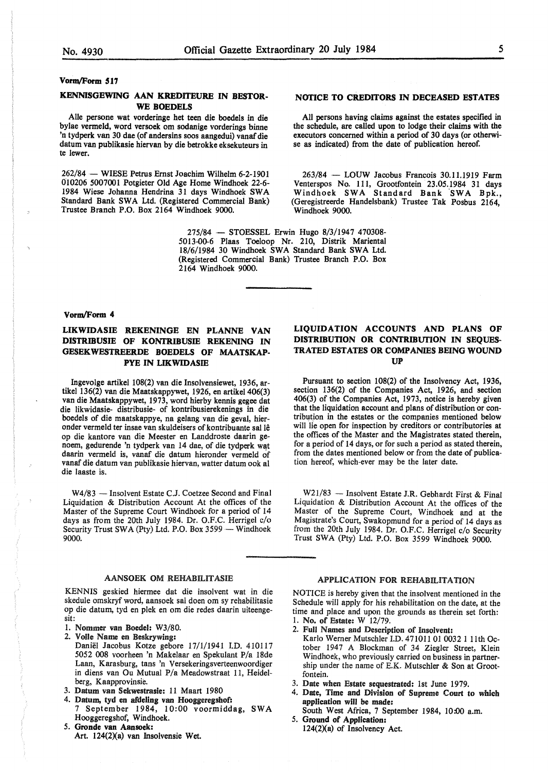**Vorm/Form 517**

## KENNISGEWING AAN KREDITEURE IN BESTORWE BOEDELS

Alle persone wat vorderinge het teen die boedels in die bylae vermeld, word versoek om sodanige vorderings binne 'n tydperk van 30 dae (of andersins soos aangedui) vanaf die datum van publikasie hiervan by die betrokke eksekuteurs in te lewer.

## NOTICE TO CREDITORS IN DECEASED ESTATES

All persons having claims against the estates specified in the schedule, are called upon to lodge their claims with the executors concerned within a period of 30 days (or otherwise as indicated) from the date of publication hereof.

262/84 — WIESE Petrus Ernst Joachim Wilhelm 6-2-1901 010206 5007001 Potgieter Old Age Home Windhoek 22-6-1984 Wiese Johanna Hendrina 31 days Windhoek SWA Standard Bank SWA Ltd. (Registered Commercial Bank) Trustee Branch P.O. Box 2164 Windhoek 9000.

263/84 — LOUW Jacobus Francois 30.11.1919 Farm Venterspos No. 111, Grootfontein 23.05.1984 31 days Windhoek SWA Standard Bank SWA Bpk., (Geregistreerde Handelsbank) Trustee Tak Posbus 2164, Windhoek 9000.

275/84 — STOESSEL Erwin Hugo 8/3/1947 470308-5013-00-6 Plaas Toeloop Nr. 210, Distrik Mariental 18/6/1984 30 Windhoek SWA Standard Bank SWA Ltd. (Registered Commercial Bank) Trustee Branch P.O. Box 2164 Windhoek 9000.

---

**Vorm/Form 4**

## LIKWIDASIE REKENINGE EN PLANNE VAN DISTRIBUSIE OF KONTRIBUSIE REKENING IN GESEKWESTREERDE BOEDELS OF MAATSKAPPYE IN LIKWIDASIE

Ingevolge artikel 108(2) van die Insolvensiewet, 1936, artikel 136(2) van die Maatskappywet, 1926, en artikel 406(3) van die Maatskappywet, 1973, word hierby kennis gegee dat die likwidasie- distribusie- of kontribusierekenings in die boedels of die maatskappye, na gelang van die geval, hieronder vermeld ter insae van skuldeisers of kontribuante sal lê op die kantore van die Meester en Landdroste daarin genoem, gedurende 'n tydperk van 14 dae, of die tydperk wat daarin vermeld is, vanaf die datum hieronder vermeld of vanaf die datum van publikasie hiervan, watter datum ook al die laaste is.

## LIQUIDATION ACCOUNTS AND PLANS OF DISTRIBUTION OR CONTRIBUTION IN SEQUESTRATED ESTATES OR COMPANIES BEING WOUND UP

Pursuant to section 108(2) of the Insolvency Act, 1936, section 136(2) of the Companies Act, 1926, and section 406(3) of the Companies Act, 1973, notice is hereby given that the liquidation account and plans of distribution or contribution in the estates or the companies mentioned below will lie open for inspection by creditors or contributories at the offices of the Master and the Magistrates stated therein, for a period of 14 days, or for such a period as stated therein, from the dates mentioned below or from the date of publication hereof, which-ever may be the later date.

W4/83 — Insolvent Estate C.J. Coetzee Second and Final Liquidation & Distribution Account At the offices of the Master of the Supreme Court Windhoek for a period of 14 days as from the 20th July 1984. Dr. O.F.C. Herrigel c/o Security Trust SWA (Pty) Ltd. P.O. Box 3599 — Windhoek 9000.

W21/83 — Insolvent Estate J.R. Gebhardt First & Final Liquidation & Distribution Account At the offices of the Master of the Supreme Court, Windhoek and at the Magistrate's Court, Swakopmund for a period of 14 days as from the 20th July 1984. Dr. O.F.C. Herrigel c/o Security Trust SWA (Pty) Ltd. P.O. Box 3599 Windhoek 9000.

---

## AANSOEK OM REHABILITASIE

KENNIS geskied hiermee dat die insolvent wat in die skedule omskryf word, aansoek sal doen om sy rehabilitasie op die datum, tyd en plek en om die redes daarin uiteengesit:

1. **Nommer van Boedel:** W3/80.
2. **Volle Name en Beskrywing:** Daniël Jacobus Kotze gebore 17/1/1941 I.D. 410117 5052 008 voorheen 'n Makelaar en Spekulant P/a 18de Laan, Karasburg, tans 'n Versekeringsverteenwoordiger in diens van Ou Mutual P/a Meadowstraat 11, Heidelberg, Kaapprovinsie.
3. **Datum van Sekwestrasie:** 11 Maart 1980
4. **Datum, tyd en afdeling van Hooggeregshof:** 7 September 1984, 10:00 voormiddag, SWA Hooggeregshof, Windhoek.
5. **Gronde van Aansoek:** Art. 124(2)(a) van Insolvensie Wet.

## APPLICATION FOR REHABILITATION

NOTICE is hereby given that the insolvent mentioned in the Schedule will apply for his rehabilitation on the date, at the time and place and upon the grounds as therein set forth:

1. **No. of Estate:** W 12/79.
2. **Full Names and Description of Insolvent:** Karlo Werner Mutschler I.D. 471011 01 0032 1 11th October 1947 A Blockman of 34 Ziegler Street, Klein Windhoek, who previously carried on business in partnership under the name of E.K. Mutschler & Son at Grootfontein.
3. **Date when Estate sequestrated:** 1st June 1979.
4. **Date, Time and Division of Supreme Court to which application will be made:** South West Africa, 7 September 1984, 10:00 a.m.
5. **Ground of Application:** 124(2)(a) of Insolvency Act.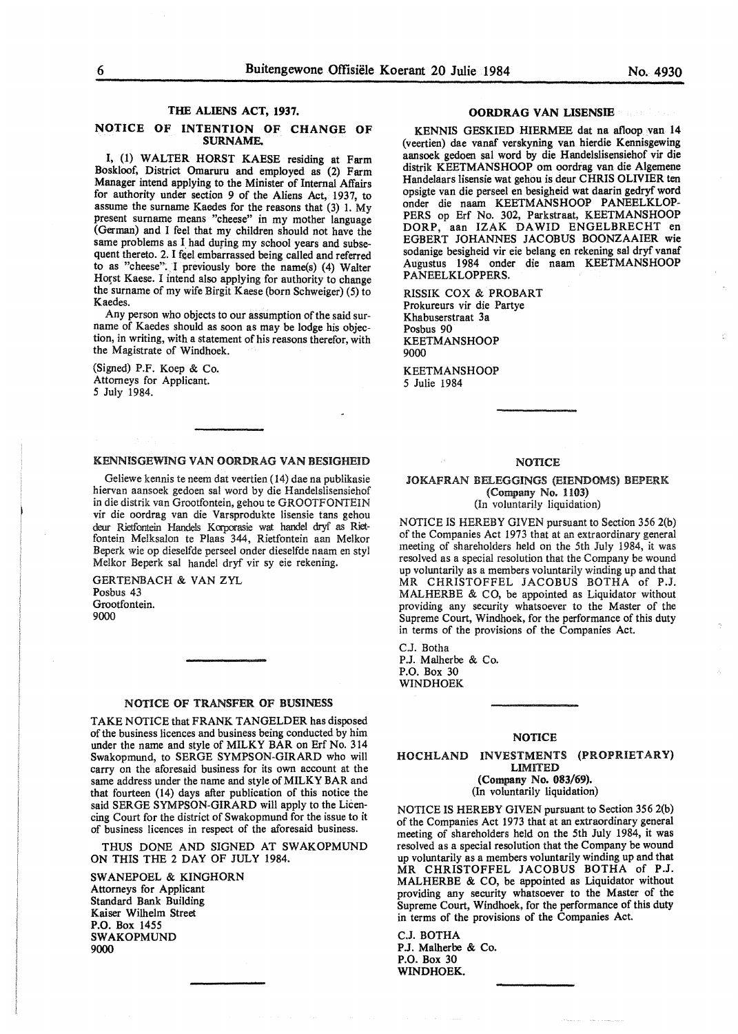## THE ALIENS ACT, 1937.

### NOTICE OF INTENTION OF CHANGE OF SURNAME.

I, (1) WALTER HORST KAESE residing at Farm Boskloof, District Omaruru and employed as (2) Farm Manager intend applying to the Minister of Internal Affairs for authority under section 9 of the Aliens Act, 1937, to assume the surname Kaedes for the reasons that (3) 1. My present surname means "cheese" in my mother language (German) and I feel that my children should not have the same problems as I had during my school years and subsequent thereto. 2. I feel embarrassed being called and referred to as "cheese". I previously bore the name(s) (4) Walter Horst Kaese. I intend also applying for authority to change the surname of my wife Birgit Kaese (born Schweiger) (5) to Kaedes.

Any person who objects to our assumption of the said surname of Kaedes should as soon as may be lodge his objection, in writing, with a statement of his reasons therefor, with the Magistrate of Windhoek.

(Signed) P.F. Koep & Co.
Attorneys for Applicant.
5 July 1984.

---

### KENNISGEWING VAN OORDRAG VAN BESIGHEID

Geliewe kennis te neem dat veertien (14) dae na publikasie hiervan aansoek gedoen sal word by die Handelslisensiehof in die distrik van Grootfontein, gehou te GROOTFONTEIN vir die oordrag van die Varsprodukte lisensie tans gehou deur Rietfontein Handels Korporasie wat handel dryf as Rietfontein Melksalon te Plaas 344, Rietfontein aan Melkor Beperk wie op dieselfde perseel onder dieselfde naam en styl Melkor Beperk sal handel dryf vir sy eie rekening.

GERTENBACH & VAN ZYL
Posbus 43
Grootfontein.
9000

---

### NOTICE OF TRANSFER OF BUSINESS

TAKE NOTICE that FRANK TANGELDER has disposed of the business licences and business being conducted by him under the name and style of MILKY BAR on Erf No. 314 Swakopmund, to SERGE SYMPSON-GIRARD who will carry on the aforesaid business for its own account at the same address under the name and style of MILKY BAR and that fourteen (14) days after publication of this notice the said SERGE SYMPSON-GIRARD will apply to the Licencing Court for the district of Swakopmund for the issue to it of business licences in respect of the aforesaid business.

THUS DONE AND SIGNED AT SWAKOPMUND ON THIS THE 2 DAY OF JULY 1984.

SWANEPOEL & KINGHORN
Attorneys for Applicant
Standard Bank Building
Kaiser Wilhelm Street
P.O. Box 1455
SWAKOPMUND
9000

---

### OORDRAG VAN LISENSIE

KENNIS GESKIED HIERMEE dat na afloop van 14 (veertien) dae vanaf verskyning van hierdie Kennisgewing aansoek gedoen sal word by die Handelslisensiehof vir die distrik KEETMANSHOOP om oordrag van die Algemene Handelaars lisensie wat gehou is deur CHRIS OLIVIER ten opsigte van die perseel en besigheid wat daarin gedryf word onder die naam KEETMANSHOOP PANEELKLOPPERS op Erf No. 302, Parkstraat, KEETMANSHOOP DORP, aan IZAK DAWID ENGELBRECHT en EGBERT JOHANNES JACOBUS BOONZAAIER wie sodanige besigheid vir eie belang en rekening sal dryf vanaf Augustus 1984 onder die naam KEETMANSHOOP PANEELKLOPPERS.

RISSIK COX & PROBART
Prokureurs vir die Partye
Khabuserstraat 3a
Posbus 90
KEETMANSHOOP
9000

KEETMANSHOOP
5 Julie 1984

---

### NOTICE

#### JOKAFRAN BELEGGINGS (EIENDOMS) BEPERK
**(Company No. 1103)**
(In voluntarily liquidation)

NOTICE IS HEREBY GIVEN pursuant to Section 356 2(b) of the Companies Act 1973 that at an extraordinary general meeting of shareholders held on the 5th July 1984, it was resolved as a special resolution that the Company be wound up voluntarily as a members voluntarily winding up and that MR CHRISTOFFEL JACOBUS BOTHA of P.J. MALHERBE & CO, be appointed as Liquidator without providing any security whatsoever to the Master of the Supreme Court, Windhoek, for the performance of this duty in terms of the provisions of the Companies Act.

C.J. Botha
P.J. Malherbe & Co.
P.O. Box 30
WINDHOEK

---

### NOTICE

#### HOCHLAND INVESTMENTS (PROPRIETARY) LIMITED
**(Company No. 083/69).**
(In voluntarily liquidation)

NOTICE IS HEREBY GIVEN pursuant to Section 356 2(b) of the Companies Act 1973 that at an extraordinary general meeting of shareholders held on the 5th July 1984, it was resolved as a special resolution that the Company be wound up voluntarily as a members voluntarily winding up and that MR CHRISTOFFEL JACOBUS BOTHA of P.J. MALHERBE & CO, be appointed as Liquidator without providing any security whatsoever to the Master of the Supreme Court, Windhoek, for the performance of this duty in terms of the provisions of the Companies Act.

C.J. BOTHA
P.J. Malherbe & Co.
P.O. Box 30
WINDHOEK.